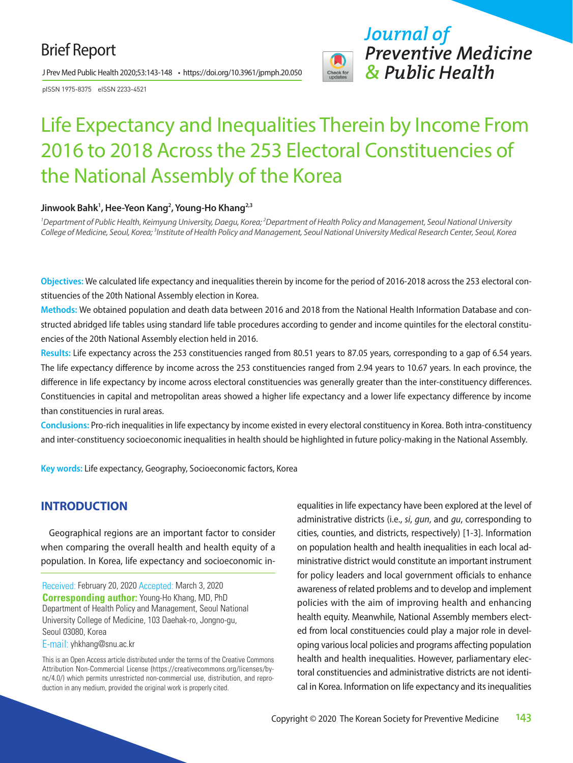Brief Report

# Life Expectancy and Inequalities Therein by Income From 2016 to 2018 Across the 253 Electoral Constituencies of the National Assembly of the Korea

**Jinwook Bahk[1], Hee-Yeon Kang[2], Young-Ho Khang[2,3]**

*[1]Department of Public Health, Keimyung University, Daegu, Korea; [2]Department of Health Policy and Management, Seoul National University College of Medicine, Seoul, Korea; [3]Institute of Health Policy and Management, Seoul National University Medical Research Center, Seoul, Korea*

**Objectives:** We calculated life expectancy and inequalities therein by income for the period of 2016-2018 across the 253 electoral constituencies of the 20th National Assembly election in Korea.

**Methods:** We obtained population and death data between 2016 and 2018 from the National Health Information Database and constructed abridged life tables using standard life table procedures according to gender and income quintiles for the electoral constituencies of the 20th National Assembly election held in 2016.

**Results:** Life expectancy across the 253 constituencies ranged from 80.51 years to 87.05 years, corresponding to a gap of 6.54 years. The life expectancy difference by income across the 253 constituencies ranged from 2.94 years to 10.67 years. In each province, the difference in life expectancy by income across electoral constituencies was generally greater than the inter-constituency differences. Constituencies in capital and metropolitan areas showed a higher life expectancy and a lower life expectancy difference by income than constituencies in rural areas.

**Conclusions:** Pro-rich inequalities in life expectancy by income existed in every electoral constituency in Korea. Both intra-constituency and inter-constituency socioeconomic inequalities in health should be highlighted in future policy-making in the National Assembly.

**Key words:** Life expectancy, Geography, Socioeconomic factors, Korea

## INTRODUCTION

Geographical regions are an important factor to consider when comparing the overall health and health equity of a population. In Korea, life expectancy and socioeconomic inequalities in life expectancy have been explored at the level of administrative districts (i.e., *si*, *gun*, and *gu*, corresponding to cities, counties, and districts, respectively) [1-3]. Information on population health and health inequalities in each local administrative district would constitute an important instrument for policy leaders and local government officials to enhance awareness of related problems and to develop and implement policies with the aim of improving health and enhancing health equity. Meanwhile, National Assembly members elected from local constituencies could play a major role in developing various local policies and programs affecting population health and health inequalities. However, parliamentary electoral constituencies and administrative districts are not identical in Korea. Information on life expectancy and its inequalities

Received: February 20, 2020 Accepted: March 3, 2020
**Corresponding author:** Young-Ho Khang, MD, PhD
Department of Health Policy and Management, Seoul National University College of Medicine, 103 Daehak-ro, Jongno-gu, Seoul 03080, Korea
E-mail: yhkhang@snu.ac.kr

This is an Open Access article distributed under the terms of the Creative Commons Attribution Non-Commercial License (https://creativecommons.org/licenses/by-nc/4.0/) which permits unrestricted non-commercial use, distribution, and reproduction in any medium, provided the original work is properly cited.

Copyright © 2020 The Korean Society for Preventive Medicine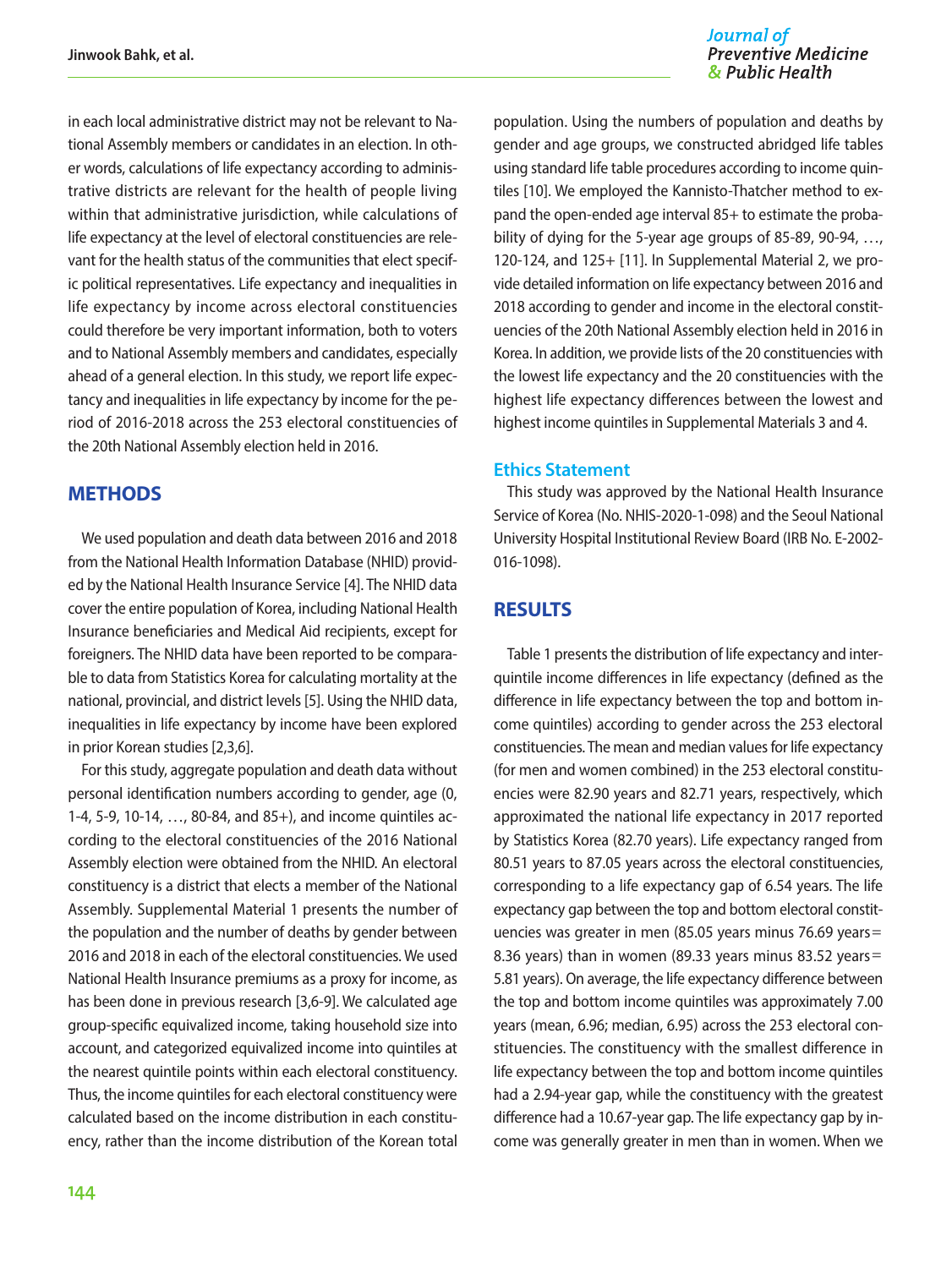in each local administrative district may not be relevant to National Assembly members or candidates in an election. In other words, calculations of life expectancy according to administrative districts are relevant for the health of people living within that administrative jurisdiction, while calculations of life expectancy at the level of electoral constituencies are relevant for the health status of the communities that elect specific political representatives. Life expectancy and inequalities in life expectancy by income across electoral constituencies could therefore be very important information, both to voters and to National Assembly members and candidates, especially ahead of a general election. In this study, we report life expectancy and inequalities in life expectancy by income for the period of 2016-2018 across the 253 electoral constituencies of the 20th National Assembly election held in 2016.

## METHODS

We used population and death data between 2016 and 2018 from the National Health Information Database (NHID) provided by the National Health Insurance Service [4]. The NHID data cover the entire population of Korea, including National Health Insurance beneficiaries and Medical Aid recipients, except for foreigners. The NHID data have been reported to be comparable to data from Statistics Korea for calculating mortality at the national, provincial, and district levels [5]. Using the NHID data, inequalities in life expectancy by income have been explored in prior Korean studies [2,3,6].

For this study, aggregate population and death data without personal identification numbers according to gender, age (0, 1-4, 5-9, 10-14, …, 80-84, and 85+), and income quintiles according to the electoral constituencies of the 2016 National Assembly election were obtained from the NHID. An electoral constituency is a district that elects a member of the National Assembly. Supplemental Material 1 presents the number of the population and the number of deaths by gender between 2016 and 2018 in each of the electoral constituencies. We used National Health Insurance premiums as a proxy for income, as has been done in previous research [3,6-9]. We calculated age group-specific equivalized income, taking household size into account, and categorized equivalized income into quintiles at the nearest quintile points within each electoral constituency. Thus, the income quintiles for each electoral constituency were calculated based on the income distribution in each constituency, rather than the income distribution of the Korean total population. Using the numbers of population and deaths by gender and age groups, we constructed abridged life tables using standard life table procedures according to income quintiles [10]. We employed the Kannisto-Thatcher method to expand the open-ended age interval 85+ to estimate the probability of dying for the 5-year age groups of 85-89, 90-94, …, 120-124, and 125+ [11]. In Supplemental Material 2, we provide detailed information on life expectancy between 2016 and 2018 according to gender and income in the electoral constituencies of the 20th National Assembly election held in 2016 in Korea. In addition, we provide lists of the 20 constituencies with the lowest life expectancy and the 20 constituencies with the highest life expectancy differences between the lowest and highest income quintiles in Supplemental Materials 3 and 4.

### Ethics Statement

This study was approved by the National Health Insurance Service of Korea (No. NHIS-2020-1-098) and the Seoul National University Hospital Institutional Review Board (IRB No. E-2002-016-1098).

## RESULTS

Table 1 presents the distribution of life expectancy and interquintile income differences in life expectancy (defined as the difference in life expectancy between the top and bottom income quintiles) according to gender across the 253 electoral constituencies. The mean and median values for life expectancy (for men and women combined) in the 253 electoral constituencies were 82.90 years and 82.71 years, respectively, which approximated the national life expectancy in 2017 reported by Statistics Korea (82.70 years). Life expectancy ranged from 80.51 years to 87.05 years across the electoral constituencies, corresponding to a life expectancy gap of 6.54 years. The life expectancy gap between the top and bottom electoral constituencies was greater in men (85.05 years minus 76.69 years = 8.36 years) than in women (89.33 years minus 83.52 years = 5.81 years). On average, the life expectancy difference between the top and bottom income quintiles was approximately 7.00 years (mean, 6.96; median, 6.95) across the 253 electoral constituencies. The constituency with the smallest difference in life expectancy between the top and bottom income quintiles had a 2.94-year gap, while the constituency with the greatest difference had a 10.67-year gap. The life expectancy gap by income was generally greater in men than in women. When we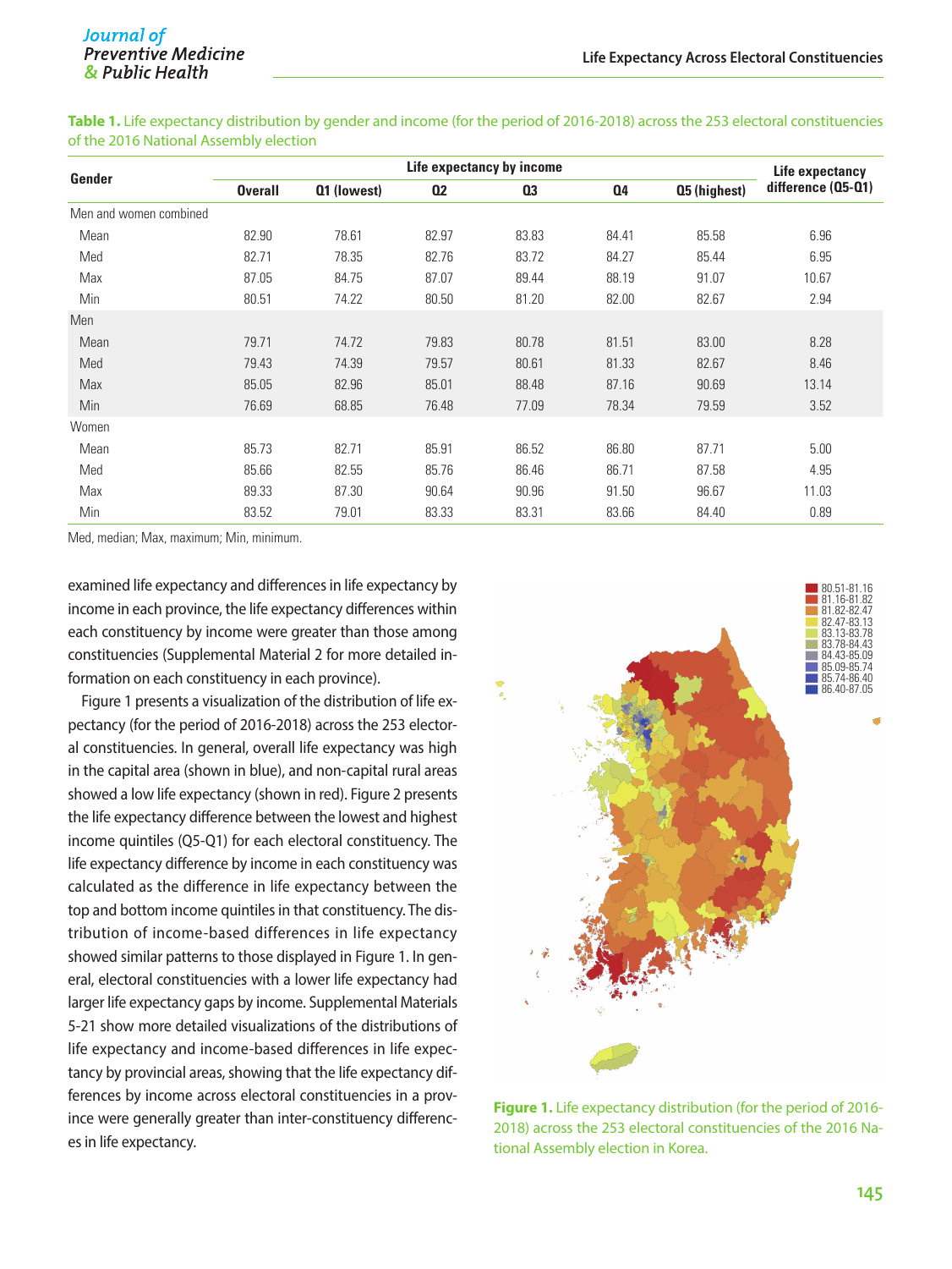**Table 1.** Life expectancy distribution by gender and income (for the period of 2016-2018) across the 253 electoral constituencies of the 2016 National Assembly election

| Gender | Life expectancy by income | | | | | | Life expectancy difference (Q5-Q1) |
|---|---|---|---|---|---|---|---|
| | Overall | Q1 (lowest) | Q2 | Q3 | Q4 | Q5 (highest) | |
| Men and women combined | | | | | | | |
| Mean | 82.90 | 78.61 | 82.97 | 83.83 | 84.41 | 85.58 | 6.96 |
| Med | 82.71 | 78.35 | 82.76 | 83.72 | 84.27 | 85.44 | 6.95 |
| Max | 87.05 | 84.75 | 87.07 | 89.44 | 88.19 | 91.07 | 10.67 |
| Min | 80.51 | 74.22 | 80.50 | 81.20 | 82.00 | 82.67 | 2.94 |
| Men | | | | | | | |
| Mean | 79.71 | 74.72 | 79.83 | 80.78 | 81.51 | 83.00 | 8.28 |
| Med | 79.43 | 74.39 | 79.57 | 80.61 | 81.33 | 82.67 | 8.46 |
| Max | 85.05 | 82.96 | 85.01 | 88.48 | 87.16 | 90.69 | 13.14 |
| Min | 76.69 | 68.85 | 76.48 | 77.09 | 78.34 | 79.59 | 3.52 |
| Women | | | | | | | |
| Mean | 85.73 | 82.71 | 85.91 | 86.52 | 86.80 | 87.71 | 5.00 |
| Med | 85.66 | 82.55 | 85.76 | 86.46 | 86.71 | 87.58 | 4.95 |
| Max | 89.33 | 87.30 | 90.64 | 90.96 | 91.50 | 96.67 | 11.03 |
| Min | 83.52 | 79.01 | 83.33 | 83.31 | 83.66 | 84.40 | 0.89 |

Med, median; Max, maximum; Min, minimum.

examined life expectancy and differences in life expectancy by income in each province, the life expectancy differences within each constituency by income were greater than those among constituencies (Supplemental Material 2 for more detailed information on each constituency in each province).

Figure 1 presents a visualization of the distribution of life expectancy (for the period of 2016-2018) across the 253 electoral constituencies. In general, overall life expectancy was high in the capital area (shown in blue), and non-capital rural areas showed a low life expectancy (shown in red). Figure 2 presents the life expectancy difference between the lowest and highest income quintiles (Q5-Q1) for each electoral constituency. The life expectancy difference by income in each constituency was calculated as the difference in life expectancy between the top and bottom income quintiles in that constituency. The distribution of income-based differences in life expectancy showed similar patterns to those displayed in Figure 1. In general, electoral constituencies with a lower life expectancy had larger life expectancy gaps by income. Supplemental Materials 5-21 show more detailed visualizations of the distributions of life expectancy and income-based differences in life expectancy by provincial areas, showing that the life expectancy differences by income across electoral constituencies in a province were generally greater than inter-constituency differences in life expectancy.

**Figure 1.** Life expectancy distribution (for the period of 2016-2018) across the 253 electoral constituencies of the 2016 National Assembly election in Korea.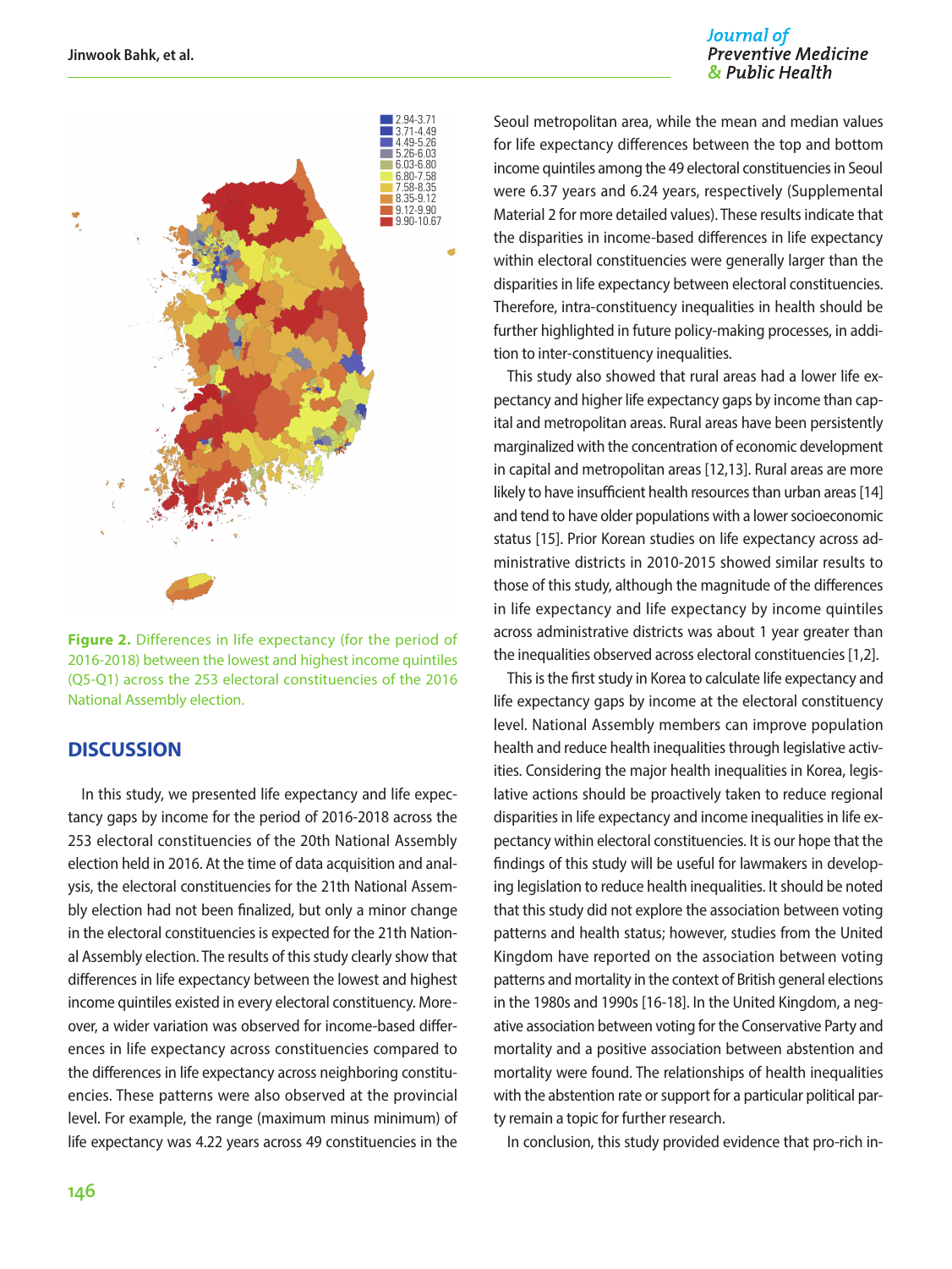**Figure 2.** Differences in life expectancy (for the period of 2016-2018) between the lowest and highest income quintiles (Q5-Q1) across the 253 electoral constituencies of the 2016 National Assembly election.

## DISCUSSION

In this study, we presented life expectancy and life expectancy gaps by income for the period of 2016-2018 across the 253 electoral constituencies of the 20th National Assembly election held in 2016. At the time of data acquisition and analysis, the electoral constituencies for the 21th National Assembly election had not been finalized, but only a minor change in the electoral constituencies is expected for the 21th National Assembly election. The results of this study clearly show that differences in life expectancy between the lowest and highest income quintiles existed in every electoral constituency. Moreover, a wider variation was observed for income-based differences in life expectancy across constituencies compared to the differences in life expectancy across neighboring constituencies. These patterns were also observed at the provincial level. For example, the range (maximum minus minimum) of life expectancy was 4.22 years across 49 constituencies in the Seoul metropolitan area, while the mean and median values for life expectancy differences between the top and bottom income quintiles among the 49 electoral constituencies in Seoul were 6.37 years and 6.24 years, respectively (Supplemental Material 2 for more detailed values). These results indicate that the disparities in income-based differences in life expectancy within electoral constituencies were generally larger than the disparities in life expectancy between electoral constituencies. Therefore, intra-constituency inequalities in health should be further highlighted in future policy-making processes, in addition to inter-constituency inequalities.

This study also showed that rural areas had a lower life expectancy and higher life expectancy gaps by income than capital and metropolitan areas. Rural areas have been persistently marginalized with the concentration of economic development in capital and metropolitan areas [12,13]. Rural areas are more likely to have insufficient health resources than urban areas [14] and tend to have older populations with a lower socioeconomic status [15]. Prior Korean studies on life expectancy across administrative districts in 2010-2015 showed similar results to those of this study, although the magnitude of the differences in life expectancy and life expectancy by income quintiles across administrative districts was about 1 year greater than the inequalities observed across electoral constituencies [1,2].

This is the first study in Korea to calculate life expectancy and life expectancy gaps by income at the electoral constituency level. National Assembly members can improve population health and reduce health inequalities through legislative activities. Considering the major health inequalities in Korea, legislative actions should be proactively taken to reduce regional disparities in life expectancy and income inequalities in life expectancy within electoral constituencies. It is our hope that the findings of this study will be useful for lawmakers in developing legislation to reduce health inequalities. It should be noted that this study did not explore the association between voting patterns and health status; however, studies from the United Kingdom have reported on the association between voting patterns and mortality in the context of British general elections in the 1980s and 1990s [16-18]. In the United Kingdom, a negative association between voting for the Conservative Party and mortality and a positive association between abstention and mortality were found. The relationships of health inequalities with the abstention rate or support for a particular political party remain a topic for further research.

In conclusion, this study provided evidence that pro-rich in-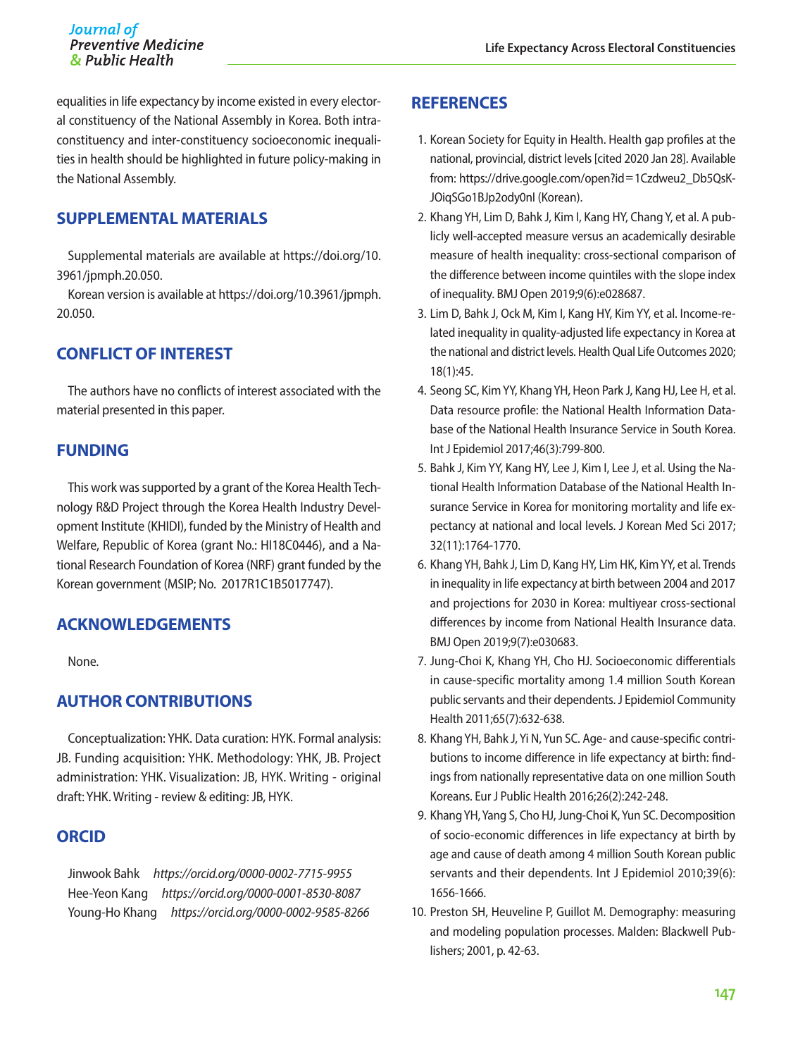equalities in life expectancy by income existed in every electoral constituency of the National Assembly in Korea. Both intra-constituency and inter-constituency socioeconomic inequalities in health should be highlighted in future policy-making in the National Assembly.

## SUPPLEMENTAL MATERIALS

Supplemental materials are available at https://doi.org/10.3961/jpmph.20.050.

Korean version is available at https://doi.org/10.3961/jpmph.20.050.

## CONFLICT OF INTEREST

The authors have no conflicts of interest associated with the material presented in this paper.

## FUNDING

This work was supported by a grant of the Korea Health Technology R&D Project through the Korea Health Industry Development Institute (KHIDI), funded by the Ministry of Health and Welfare, Republic of Korea (grant No.: HI18C0446), and a National Research Foundation of Korea (NRF) grant funded by the Korean government (MSIP; No. 2017R1C1B5017747).

## ACKNOWLEDGEMENTS

None.

## AUTHOR CONTRIBUTIONS

Conceptualization: YHK. Data curation: HYK. Formal analysis: JB. Funding acquisition: YHK. Methodology: YHK, JB. Project administration: YHK. Visualization: JB, HYK. Writing - original draft: YHK. Writing - review & editing: JB, HYK.

## ORCID

Jinwook Bahk *https://orcid.org/0000-0002-7715-9955*
Hee-Yeon Kang *https://orcid.org/0000-0001-8530-8087*
Young-Ho Khang *https://orcid.org/0000-0002-9585-8266*

## REFERENCES

1. Korean Society for Equity in Health. Health gap profiles at the national, provincial, district levels [cited 2020 Jan 28]. Available from: https://drive.google.com/open?id=1Czdweu2_Db5QsKJOiqSGo1BJp2ody0nI (Korean).
2. Khang YH, Lim D, Bahk J, Kim I, Kang HY, Chang Y, et al. A publicly well-accepted measure versus an academically desirable measure of health inequality: cross-sectional comparison of the difference between income quintiles with the slope index of inequality. BMJ Open 2019;9(6):e028687.
3. Lim D, Bahk J, Ock M, Kim I, Kang HY, Kim YY, et al. Income-related inequality in quality-adjusted life expectancy in Korea at the national and district levels. Health Qual Life Outcomes 2020;18(1):45.
4. Seong SC, Kim YY, Khang YH, Heon Park J, Kang HJ, Lee H, et al. Data resource profile: the National Health Information Database of the National Health Insurance Service in South Korea. Int J Epidemiol 2017;46(3):799-800.
5. Bahk J, Kim YY, Kang HY, Lee J, Kim I, Lee J, et al. Using the National Health Information Database of the National Health Insurance Service in Korea for monitoring mortality and life expectancy at national and local levels. J Korean Med Sci 2017;32(11):1764-1770.
6. Khang YH, Bahk J, Lim D, Kang HY, Lim HK, Kim YY, et al. Trends in inequality in life expectancy at birth between 2004 and 2017 and projections for 2030 in Korea: multiyear cross-sectional differences by income from National Health Insurance data. BMJ Open 2019;9(7):e030683.
7. Jung-Choi K, Khang YH, Cho HJ. Socioeconomic differentials in cause-specific mortality among 1.4 million South Korean public servants and their dependents. J Epidemiol Community Health 2011;65(7):632-638.
8. Khang YH, Bahk J, Yi N, Yun SC. Age- and cause-specific contributions to income difference in life expectancy at birth: findings from nationally representative data on one million South Koreans. Eur J Public Health 2016;26(2):242-248.
9. Khang YH, Yang S, Cho HJ, Jung-Choi K, Yun SC. Decomposition of socio-economic differences in life expectancy at birth by age and cause of death among 4 million South Korean public servants and their dependents. Int J Epidemiol 2010;39(6):1656-1666.
10. Preston SH, Heuveline P, Guillot M. Demography: measuring and modeling population processes. Malden: Blackwell Publishers; 2001, p. 42-63.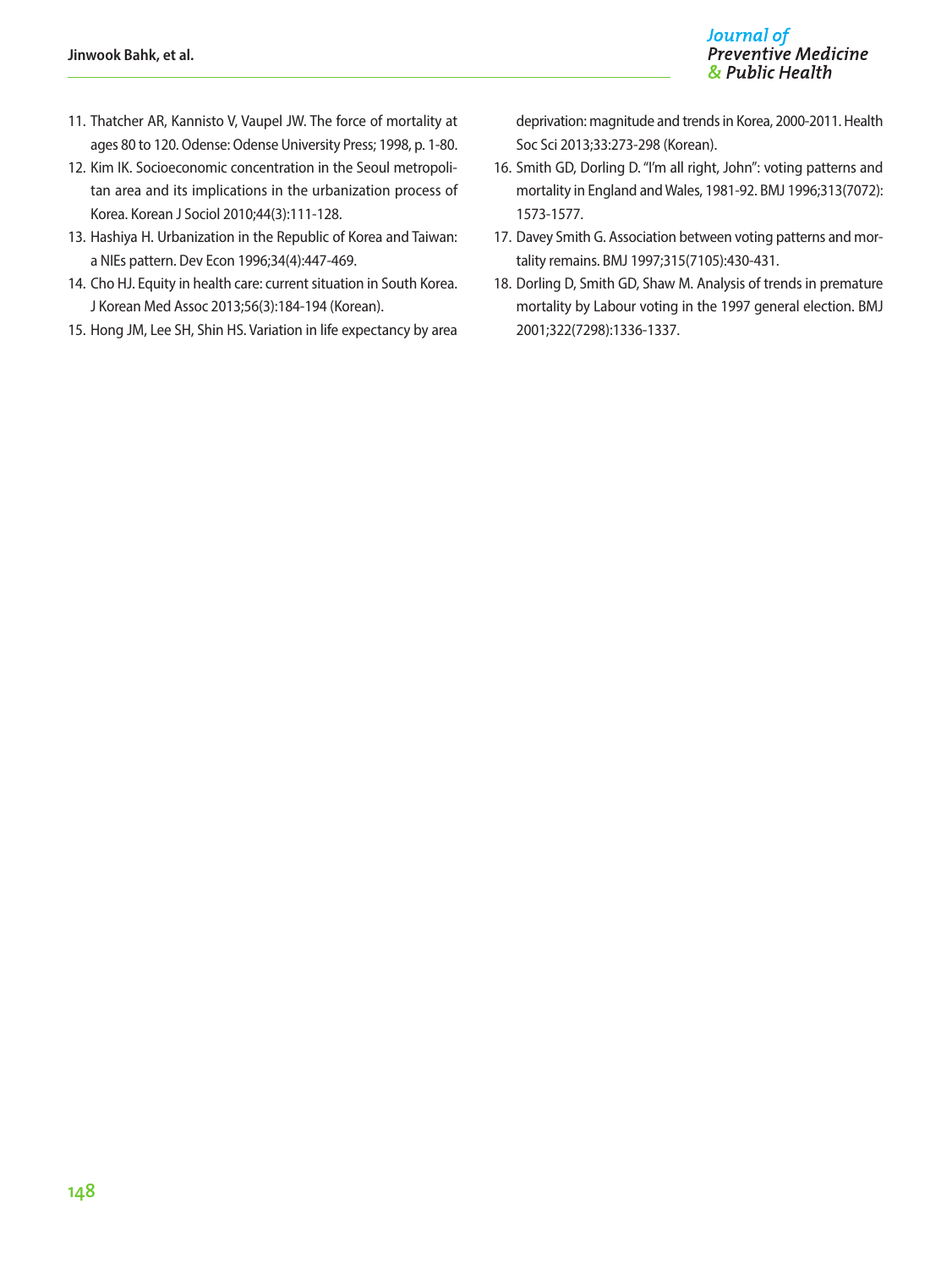11. Thatcher AR, Kannisto V, Vaupel JW. The force of mortality at ages 80 to 120. Odense: Odense University Press; 1998, p. 1-80.
12. Kim IK. Socioeconomic concentration in the Seoul metropolitan area and its implications in the urbanization process of Korea. Korean J Sociol 2010;44(3):111-128.
13. Hashiya H. Urbanization in the Republic of Korea and Taiwan: a NIEs pattern. Dev Econ 1996;34(4):447-469.
14. Cho HJ. Equity in health care: current situation in South Korea. J Korean Med Assoc 2013;56(3):184-194 (Korean).
15. Hong JM, Lee SH, Shin HS. Variation in life expectancy by area deprivation: magnitude and trends in Korea, 2000-2011. Health Soc Sci 2013;33:273-298 (Korean).
16. Smith GD, Dorling D. "I'm all right, John": voting patterns and mortality in England and Wales, 1981-92. BMJ 1996;313(7072):1573-1577.
17. Davey Smith G. Association between voting patterns and mortality remains. BMJ 1997;315(7105):430-431.
18. Dorling D, Smith GD, Shaw M. Analysis of trends in premature mortality by Labour voting in the 1997 general election. BMJ 2001;322(7298):1336-1337.